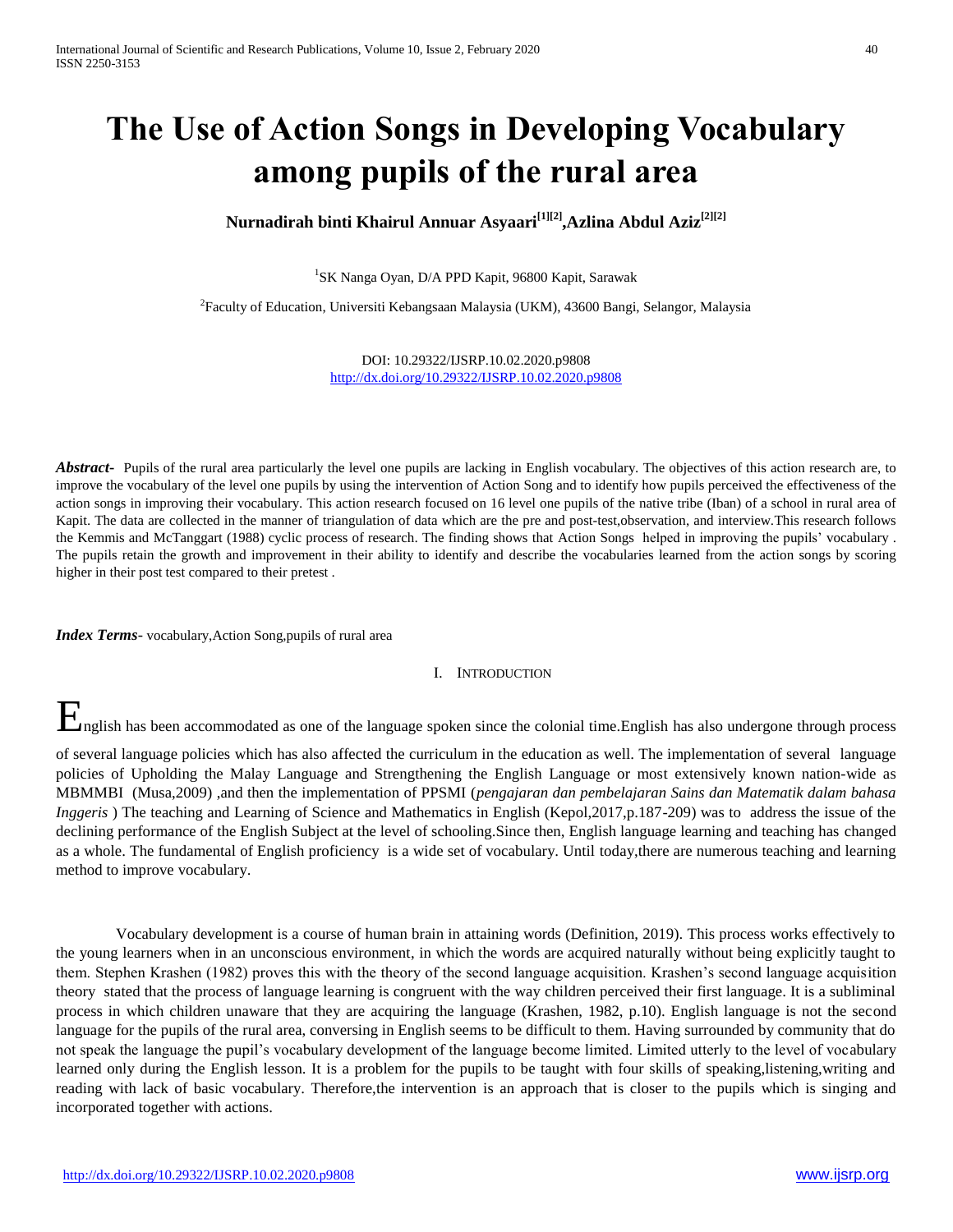# The Use of Action Songs in Developing Vocabulary among pupils of the rural area

**Nurnadirah binti Khairul Annuar Asyaari[1][2],Azlina Abdul Aziz[2][2]**

[1]SK Nanga Oyan, D/A PPD Kapit, 96800 Kapit, Sarawak

[2]Faculty of Education, Universiti Kebangsaan Malaysia (UKM), 43600 Bangi, Selangor, Malaysia

DOI: 10.29322/IJSRP.10.02.2020.p9808
http://dx.doi.org/10.29322/IJSRP.10.02.2020.p9808

***Abstract-*** Pupils of the rural area particularly the level one pupils are lacking in English vocabulary. The objectives of this action research are, to improve the vocabulary of the level one pupils by using the intervention of Action Song and to identify how pupils perceived the effectiveness of the action songs in improving their vocabulary. This action research focused on 16 level one pupils of the native tribe (Iban) of a school in rural area of Kapit. The data are collected in the manner of triangulation of data which are the pre and post-test,observation, and interview.This research follows the Kemmis and McTanggart (1988) cyclic process of research. The finding shows that Action Songs helped in improving the pupils' vocabulary . The pupils retain the growth and improvement in their ability to identify and describe the vocabularies learned from the action songs by scoring higher in their post test compared to their pretest .

***Index Terms-*** vocabulary,Action Song,pupils of rural area

## I. Introduction

English has been accommodated as one of the language spoken since the colonial time.English has also undergone through process of several language policies which has also affected the curriculum in the education as well. The implementation of several language policies of Upholding the Malay Language and Strengthening the English Language or most extensively known nation-wide as MBMMBI (Musa,2009) ,and then the implementation of PPSMI (*pengajaran dan pembelajaran Sains dan Matematik dalam bahasa Inggeris* ) The teaching and Learning of Science and Mathematics in English (Kepol,2017,p.187-209) was to address the issue of the declining performance of the English Subject at the level of schooling.Since then, English language learning and teaching has changed as a whole. The fundamental of English proficiency is a wide set of vocabulary. Until today,there are numerous teaching and learning method to improve vocabulary.

Vocabulary development is a course of human brain in attaining words (Definition, 2019). This process works effectively to the young learners when in an unconscious environment, in which the words are acquired naturally without being explicitly taught to them. Stephen Krashen (1982) proves this with the theory of the second language acquisition. Krashen's second language acquisition theory stated that the process of language learning is congruent with the way children perceived their first language. It is a subliminal process in which children unaware that they are acquiring the language (Krashen, 1982, p.10). English language is not the second language for the pupils of the rural area, conversing in English seems to be difficult to them. Having surrounded by community that do not speak the language the pupil's vocabulary development of the language become limited. Limited utterly to the level of vocabulary learned only during the English lesson. It is a problem for the pupils to be taught with four skills of speaking,listening,writing and reading with lack of basic vocabulary. Therefore,the intervention is an approach that is closer to the pupils which is singing and incorporated together with actions.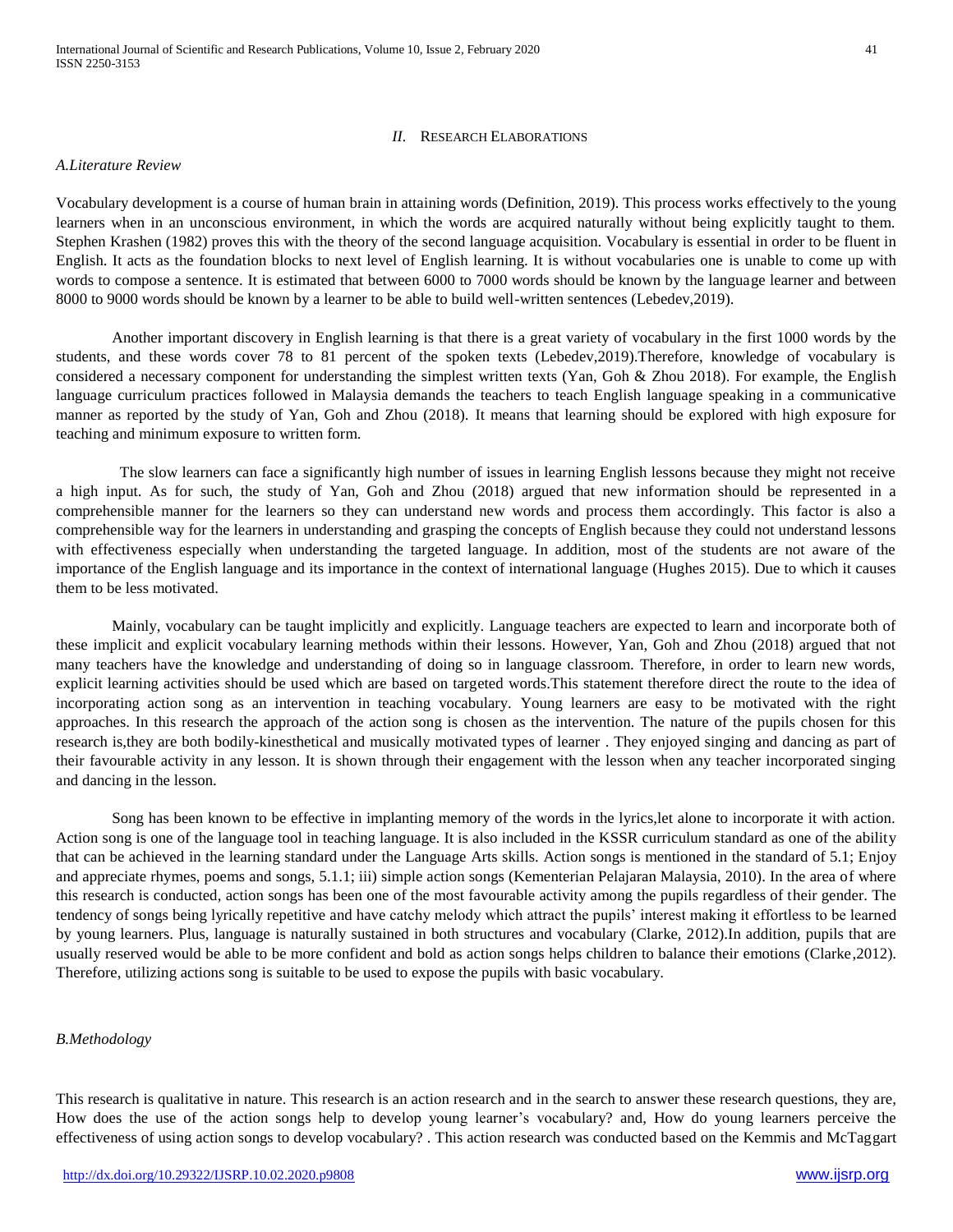## II. RESEARCH ELABORATIONS

### *A.Literature Review*

Vocabulary development is a course of human brain in attaining words (Definition, 2019). This process works effectively to the young learners when in an unconscious environment, in which the words are acquired naturally without being explicitly taught to them. Stephen Krashen (1982) proves this with the theory of the second language acquisition. Vocabulary is essential in order to be fluent in English. It acts as the foundation blocks to next level of English learning. It is without vocabularies one is unable to come up with words to compose a sentence. It is estimated that between 6000 to 7000 words should be known by the language learner and between 8000 to 9000 words should be known by a learner to be able to build well-written sentences (Lebedev,2019).

Another important discovery in English learning is that there is a great variety of vocabulary in the first 1000 words by the students, and these words cover 78 to 81 percent of the spoken texts (Lebedev,2019).Therefore, knowledge of vocabulary is considered a necessary component for understanding the simplest written texts (Yan, Goh & Zhou 2018). For example, the English language curriculum practices followed in Malaysia demands the teachers to teach English language speaking in a communicative manner as reported by the study of Yan, Goh and Zhou (2018). It means that learning should be explored with high exposure for teaching and minimum exposure to written form.

The slow learners can face a significantly high number of issues in learning English lessons because they might not receive a high input. As for such, the study of Yan, Goh and Zhou (2018) argued that new information should be represented in a comprehensible manner for the learners so they can understand new words and process them accordingly. This factor is also a comprehensible way for the learners in understanding and grasping the concepts of English because they could not understand lessons with effectiveness especially when understanding the targeted language. In addition, most of the students are not aware of the importance of the English language and its importance in the context of international language (Hughes 2015). Due to which it causes them to be less motivated.

Mainly, vocabulary can be taught implicitly and explicitly. Language teachers are expected to learn and incorporate both of these implicit and explicit vocabulary learning methods within their lessons. However, Yan, Goh and Zhou (2018) argued that not many teachers have the knowledge and understanding of doing so in language classroom. Therefore, in order to learn new words, explicit learning activities should be used which are based on targeted words.This statement therefore direct the route to the idea of incorporating action song as an intervention in teaching vocabulary. Young learners are easy to be motivated with the right approaches. In this research the approach of the action song is chosen as the intervention. The nature of the pupils chosen for this research is,they are both bodily-kinesthetical and musically motivated types of learner . They enjoyed singing and dancing as part of their favourable activity in any lesson. It is shown through their engagement with the lesson when any teacher incorporated singing and dancing in the lesson.

Song has been known to be effective in implanting memory of the words in the lyrics,let alone to incorporate it with action. Action song is one of the language tool in teaching language. It is also included in the KSSR curriculum standard as one of the ability that can be achieved in the learning standard under the Language Arts skills. Action songs is mentioned in the standard of 5.1; Enjoy and appreciate rhymes, poems and songs, 5.1.1; iii) simple action songs (Kementerian Pelajaran Malaysia, 2010). In the area of where this research is conducted, action songs has been one of the most favourable activity among the pupils regardless of their gender. The tendency of songs being lyrically repetitive and have catchy melody which attract the pupils' interest making it effortless to be learned by young learners. Plus, language is naturally sustained in both structures and vocabulary (Clarke, 2012).In addition, pupils that are usually reserved would be able to be more confident and bold as action songs helps children to balance their emotions (Clarke,2012). Therefore, utilizing actions song is suitable to be used to expose the pupils with basic vocabulary.

### *B.Methodology*

This research is qualitative in nature. This research is an action research and in the search to answer these research questions, they are, How does the use of the action songs help to develop young learner's vocabulary? and, How do young learners perceive the effectiveness of using action songs to develop vocabulary? . This action research was conducted based on the Kemmis and McTaggart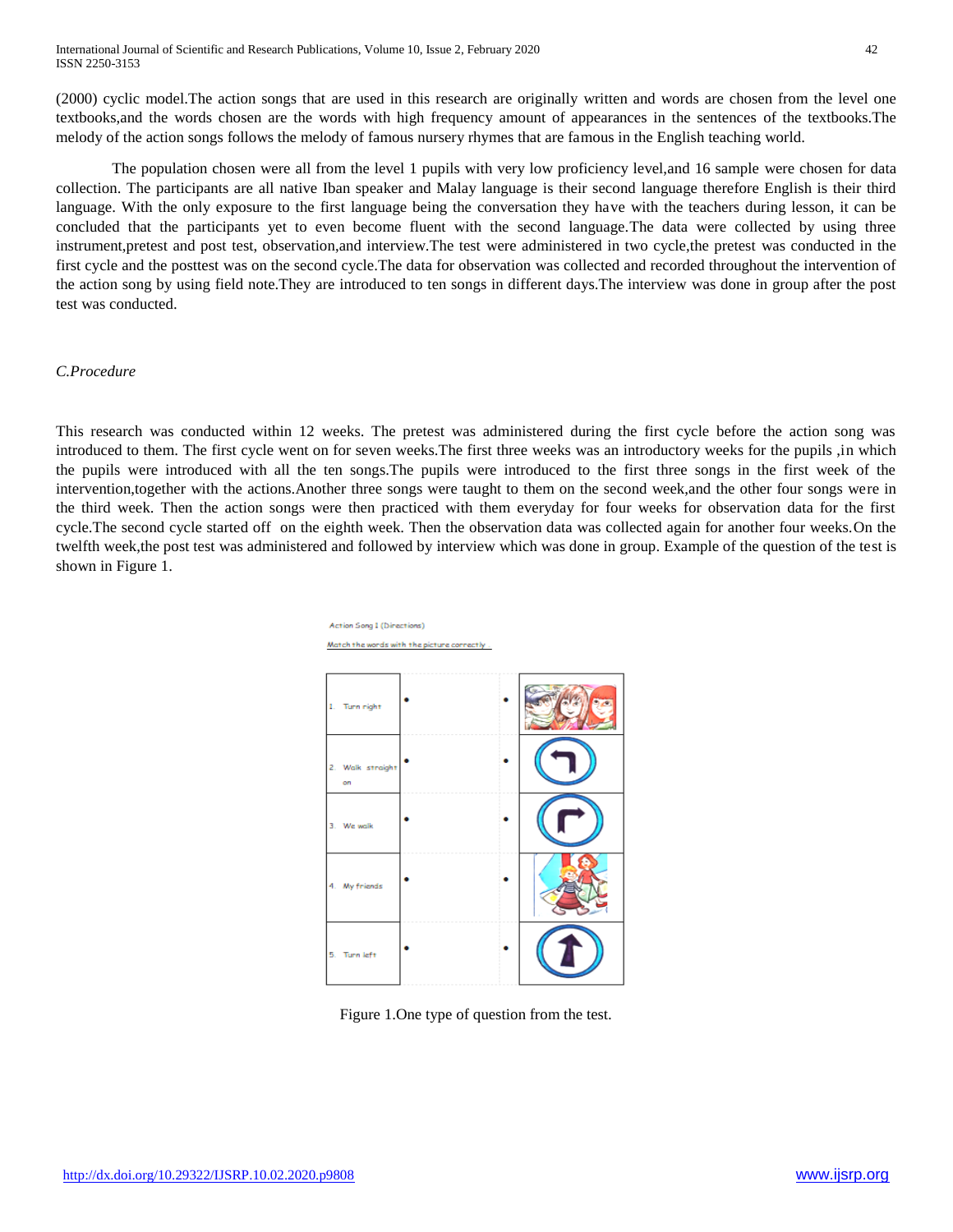(2000) cyclic model.The action songs that are used in this research are originally written and words are chosen from the level one textbooks,and the words chosen are the words with high frequency amount of appearances in the sentences of the textbooks.The melody of the action songs follows the melody of famous nursery rhymes that are famous in the English teaching world.

The population chosen were all from the level 1 pupils with very low proficiency level,and 16 sample were chosen for data collection. The participants are all native Iban speaker and Malay language is their second language therefore English is their third language. With the only exposure to the first language being the conversation they have with the teachers during lesson, it can be concluded that the participants yet to even become fluent with the second language.The data were collected by using three instrument,pretest and post test, observation,and interview.The test were administered in two cycle,the pretest was conducted in the first cycle and the posttest was on the second cycle.The data for observation was collected and recorded throughout the intervention of the action song by using field note.They are introduced to ten songs in different days.The interview was done in group after the post test was conducted.

*C.Procedure*

This research was conducted within 12 weeks. The pretest was administered during the first cycle before the action song was introduced to them. The first cycle went on for seven weeks.The first three weeks was an introductory weeks for the pupils ,in which the pupils were introduced with all the ten songs.The pupils were introduced to the first three songs in the first week of the intervention,together with the actions.Another three songs were taught to them on the second week,and the other four songs were in the third week. Then the action songs were then practiced with them everyday for four weeks for observation data for the first cycle.The second cycle started off on the eighth week. Then the observation data was collected again for another four weeks.On the twelfth week,the post test was administered and followed by interview which was done in group. Example of the question of the test is shown in Figure 1.

Action Song 1 (Directions)

Match the words with the picture correctly

| | | | |
|---|---|---|---|
| 1. Turn right | • | • | |
| 2. Walk straight on | • | • | |
| 3. We walk | • | • | |
| 4. My friends | • | • | |
| 5. Turn left | • | • | |

Figure 1.One type of question from the test.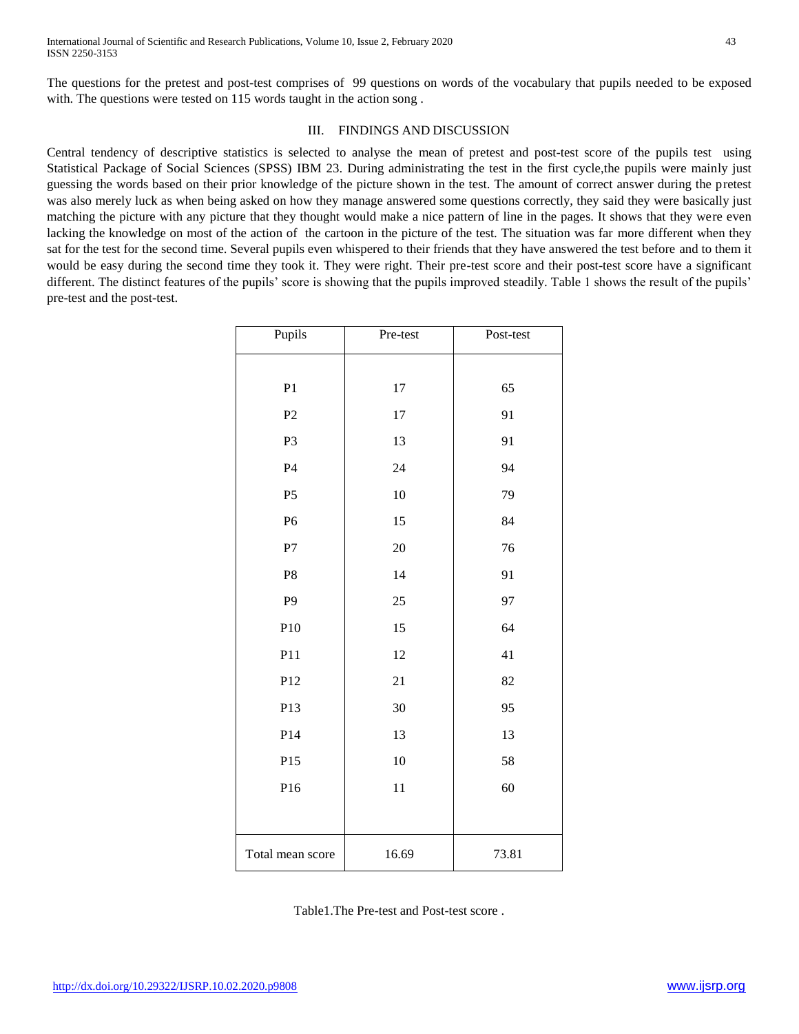The questions for the pretest and post-test comprises of 99 questions on words of the vocabulary that pupils needed to be exposed with. The questions were tested on 115 words taught in the action song .

## III. FINDINGS AND DISCUSSION

Central tendency of descriptive statistics is selected to analyse the mean of pretest and post-test score of the pupils test using Statistical Package of Social Sciences (SPSS) IBM 23. During administrating the test in the first cycle,the pupils were mainly just guessing the words based on their prior knowledge of the picture shown in the test. The amount of correct answer during the pretest was also merely luck as when being asked on how they manage answered some questions correctly, they said they were basically just matching the picture with any picture that they thought would make a nice pattern of line in the pages. It shows that they were even lacking the knowledge on most of the action of the cartoon in the picture of the test. The situation was far more different when they sat for the test for the second time. Several pupils even whispered to their friends that they have answered the test before and to them it would be easy during the second time they took it. They were right. Their pre-test score and their post-test score have a significant different. The distinct features of the pupils' score is showing that the pupils improved steadily. Table 1 shows the result of the pupils' pre-test and the post-test.

| Pupils | Pre-test | Post-test |
|---|---|---|
| P1 | 17 | 65 |
| P2 | 17 | 91 |
| P3 | 13 | 91 |
| P4 | 24 | 94 |
| P5 | 10 | 79 |
| P6 | 15 | 84 |
| P7 | 20 | 76 |
| P8 | 14 | 91 |
| P9 | 25 | 97 |
| P10 | 15 | 64 |
| P11 | 12 | 41 |
| P12 | 21 | 82 |
| P13 | 30 | 95 |
| P14 | 13 | 13 |
| P15 | 10 | 58 |
| P16 | 11 | 60 |
| Total mean score | 16.69 | 73.81 |

Table1.The Pre-test and Post-test score .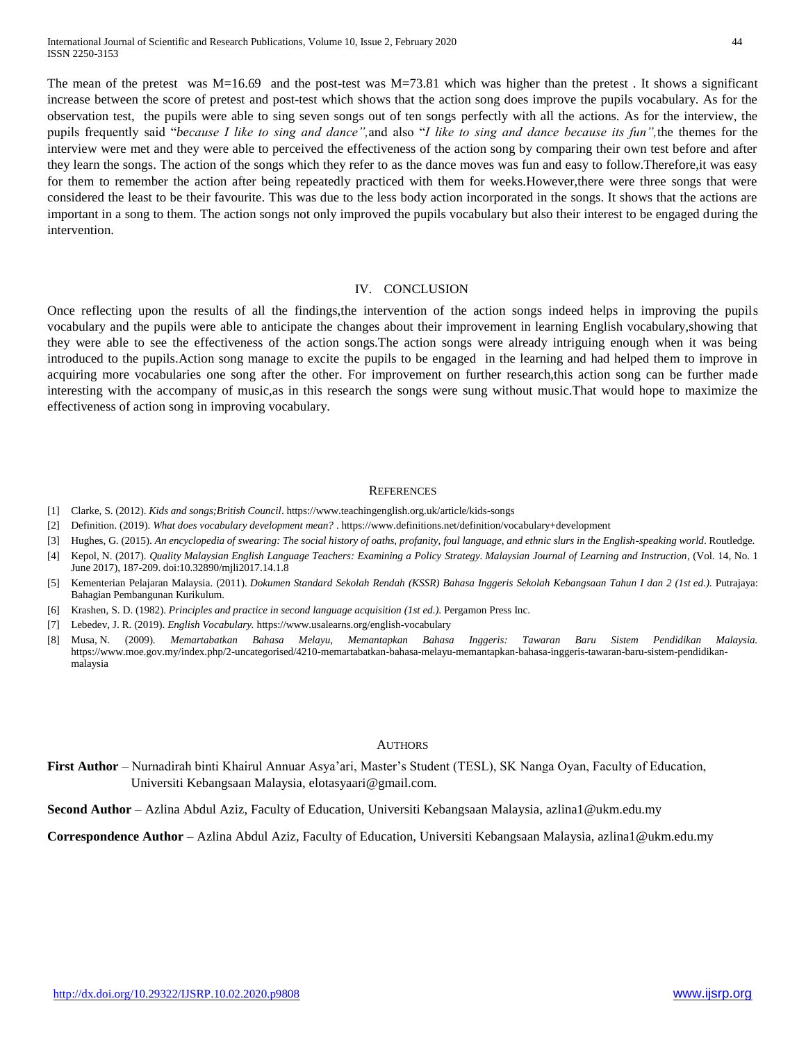The mean of the pretest was M=16.69 and the post-test was M=73.81 which was higher than the pretest . It shows a significant increase between the score of pretest and post-test which shows that the action song does improve the pupils vocabulary. As for the observation test, the pupils were able to sing seven songs out of ten songs perfectly with all the actions. As for the interview, the pupils frequently said "*because I like to sing and dance",*and also "*I like to sing and dance because its fun",*the themes for the interview were met and they were able to perceived the effectiveness of the action song by comparing their own test before and after they learn the songs. The action of the songs which they refer to as the dance moves was fun and easy to follow.Therefore,it was easy for them to remember the action after being repeatedly practiced with them for weeks.However,there were three songs that were considered the least to be their favourite. This was due to the less body action incorporated in the songs. It shows that the actions are important in a song to them. The action songs not only improved the pupils vocabulary but also their interest to be engaged during the intervention.

## IV. CONCLUSION

Once reflecting upon the results of all the findings,the intervention of the action songs indeed helps in improving the pupils vocabulary and the pupils were able to anticipate the changes about their improvement in learning English vocabulary,showing that they were able to see the effectiveness of the action songs.The action songs were already intriguing enough when it was being introduced to the pupils.Action song manage to excite the pupils to be engaged in the learning and had helped them to improve in acquiring more vocabularies one song after the other. For improvement on further research,this action song can be further made interesting with the accompany of music,as in this research the songs were sung without music.That would hope to maximize the effectiveness of action song in improving vocabulary.

## REFERENCES

[1] Clarke, S. (2012). *Kids and songs;British Council*. https://www.teachingenglish.org.uk/article/kids-songs

[2] Definition. (2019). *What does vocabulary development mean?* . https://www.definitions.net/definition/vocabulary+development

[3] Hughes, G. (2015). *An encyclopedia of swearing: The social history of oaths, profanity, foul language, and ethnic slurs in the English-speaking world*. Routledge.

[4] Kepol, N. (2017). *Quality Malaysian English Language Teachers: Examining a Policy Strategy. Malaysian Journal of Learning and Instruction*, (Vol. 14, No. 1 June 2017), 187-209. doi:10.32890/mjli2017.14.1.8

[5] Kementerian Pelajaran Malaysia. (2011). *Dokumen Standard Sekolah Rendah (KSSR) Bahasa Inggeris Sekolah Kebangsaan Tahun I dan 2 (1st ed.)*. Putrajaya: Bahagian Pembangunan Kurikulum.

[6] Krashen, S. D. (1982). *Principles and practice in second language acquisition (1st ed.)*. Pergamon Press Inc.

[7] Lebedev, J. R. (2019). *English Vocabulary.* https://www.usalearns.org/english-vocabulary

[8] Musa, N. (2009). *Memartabatkan Bahasa Melayu, Memantapkan Bahasa Inggeris: Tawaran Baru Sistem Pendidikan Malaysia.* https://www.moe.gov.my/index.php/2-uncategorised/4210-memartabatkan-bahasa-melayu-memantapkan-bahasa-inggeris-tawaran-baru-sistem-pendidikan-malaysia

## AUTHORS

**First Author** – Nurnadirah binti Khairul Annuar Asya'ari, Master's Student (TESL), SK Nanga Oyan, Faculty of Education, Universiti Kebangsaan Malaysia, elotasyaari@gmail.com.

**Second Author** – Azlina Abdul Aziz, Faculty of Education, Universiti Kebangsaan Malaysia, azlina1@ukm.edu.my

**Correspondence Author** – Azlina Abdul Aziz, Faculty of Education, Universiti Kebangsaan Malaysia, azlina1@ukm.edu.my